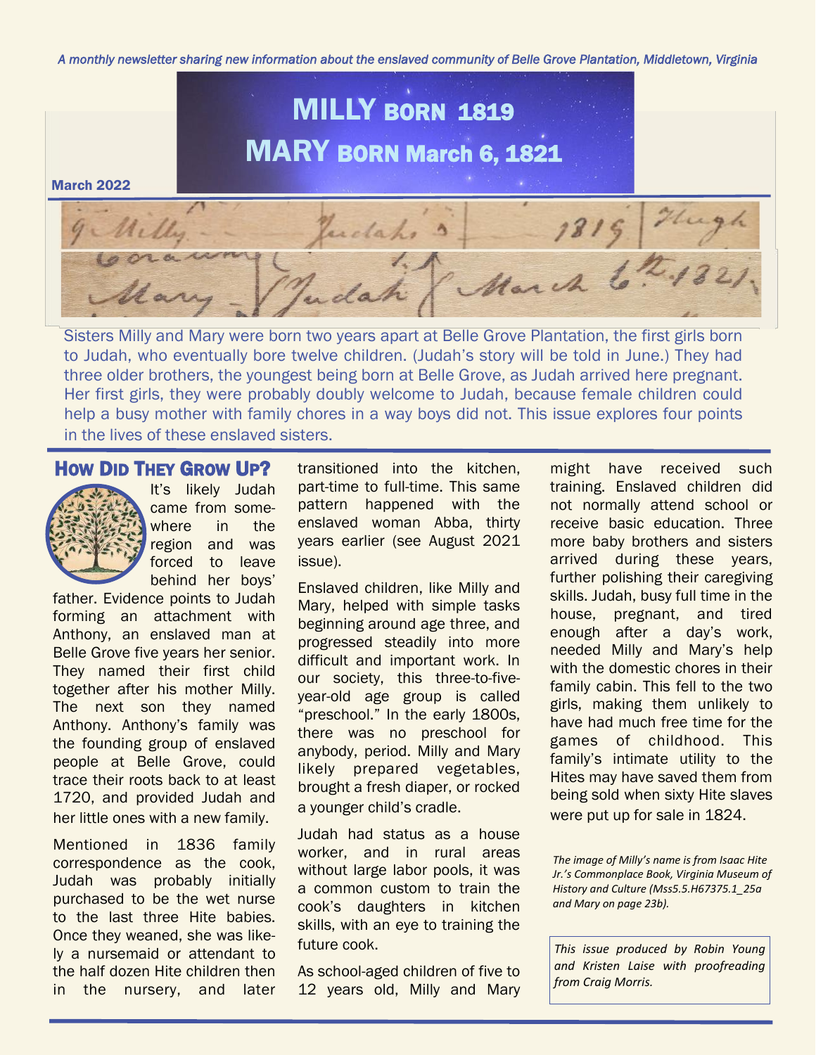*A monthly newsletter sharing new information about the enslaved community of Belle Grove Plantation, Middletown, Virginia*

# MILLY BORN 1819
# MARY BORN March 6, 1821

**March 2022**

Sisters Milly and Mary were born two years apart at Belle Grove Plantation, the first girls born to Judah, who eventually bore twelve children. (Judah's story will be told in June.) They had three older brothers, the youngest being born at Belle Grove, as Judah arrived here pregnant. Her first girls, they were probably doubly welcome to Judah, because female children could help a busy mother with family chores in a way boys did not. This issue explores four points in the lives of these enslaved sisters.

## How Did They Grow Up?

It's likely Judah came from somewhere in the region and was forced to leave behind her boys' father. Evidence points to Judah forming an attachment with Anthony, an enslaved man at Belle Grove five years her senior. They named their first child together after his mother Milly. The next son they named Anthony. Anthony's family was the founding group of enslaved people at Belle Grove, could trace their roots back to at least 1720, and provided Judah and her little ones with a new family.

Mentioned in 1836 family correspondence as the cook, Judah was probably initially purchased to be the wet nurse to the last three Hite babies. Once they weaned, she was likely a nursemaid or attendant to the half dozen Hite children then in the nursery, and later transitioned into the kitchen, part-time to full-time. This same pattern happened with the enslaved woman Abba, thirty years earlier (see August 2021 issue).

Enslaved children, like Milly and Mary, helped with simple tasks beginning around age three, and progressed steadily into more difficult and important work. In our society, this three-to-five-year-old age group is called "preschool." In the early 1800s, there was no preschool for anybody, period. Milly and Mary likely prepared vegetables, brought a fresh diaper, or rocked a younger child's cradle.

Judah had status as a house worker, and in rural areas without large labor pools, it was a common custom to train the cook's daughters in kitchen skills, with an eye to training the future cook.

As school-aged children of five to 12 years old, Milly and Mary might have received such training. Enslaved children did not normally attend school or receive basic education. Three more baby brothers and sisters arrived during these years, further polishing their caregiving skills. Judah, busy full time in the house, pregnant, and tired enough after a day's work, needed Milly and Mary's help with the domestic chores in their family cabin. This fell to the two girls, making them unlikely to have had much free time for the games of childhood. This family's intimate utility to the Hites may have saved them from being sold when sixty Hite slaves were put up for sale in 1824.

*The image of Milly's name is from Isaac Hite Jr.'s Commonplace Book, Virginia Museum of History and Culture (Mss5.5.H67375.1_25a and Mary on page 23b).*

*This issue produced by Robin Young and Kristen Laise with proofreading from Craig Morris.*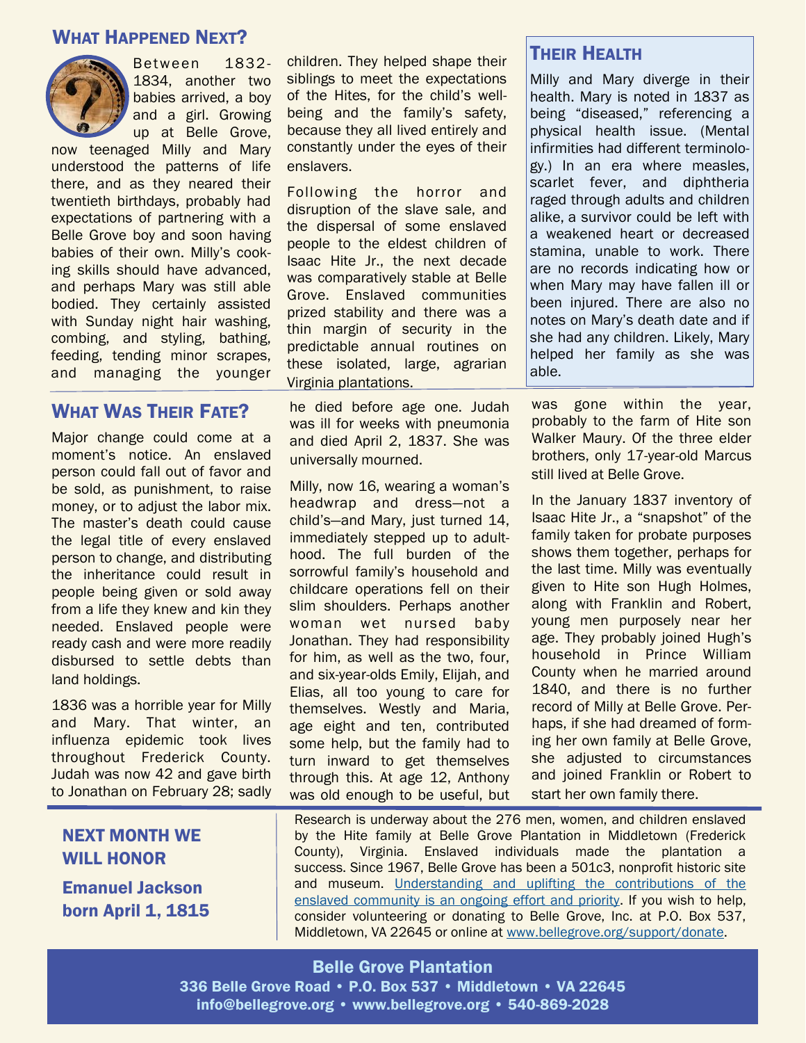## What Happened Next?

Between 1832-1834, another two babies arrived, a boy and a girl. Growing up at Belle Grove, now teenaged Milly and Mary understood the patterns of life there, and as they neared their twentieth birthdays, probably had expectations of partnering with a Belle Grove boy and soon having babies of their own. Milly's cooking skills should have advanced, and perhaps Mary was still able bodied. They certainly assisted with Sunday night hair washing, combing, and styling, bathing, feeding, tending minor scrapes, and managing the younger children. They helped shape their siblings to meet the expectations of the Hites, for the child's well-being and the family's safety, because they all lived entirely and constantly under the eyes of their enslavers.

Following the horror and disruption of the slave sale, and the dispersal of some enslaved people to the eldest children of Isaac Hite Jr., the next decade was comparatively stable at Belle Grove. Enslaved communities prized stability and there was a thin margin of security in the predictable annual routines on these isolated, large, agrarian Virginia plantations.

## Their Health

Milly and Mary diverge in their health. Mary is noted in 1837 as being "diseased," referencing a physical health issue. (Mental infirmities had different terminology.) In an era where measles, scarlet fever, and diphtheria raged through adults and children alike, a survivor could be left with a weakened heart or decreased stamina, unable to work. There are no records indicating how or when Mary may have fallen ill or been injured. There are also no notes on Mary's death date and if she had any children. Likely, Mary helped her family as she was able.

## What Was Their Fate?

Major change could come at a moment's notice. An enslaved person could fall out of favor and be sold, as punishment, to raise money, or to adjust the labor mix. The master's death could cause the legal title of every enslaved person to change, and distributing the inheritance could result in people being given or sold away from a life they knew and kin they needed. Enslaved people were ready cash and were more readily disbursed to settle debts than land holdings.

1836 was a horrible year for Milly and Mary. That winter, an influenza epidemic took lives throughout Frederick County. Judah was now 42 and gave birth to Jonathan on February 28; sadly he died before age one. Judah was ill for weeks with pneumonia and died April 2, 1837. She was universally mourned.

Milly, now 16, wearing a woman's headwrap and dress—not a child's—and Mary, just turned 14, immediately stepped up to adulthood. The full burden of the sorrowful family's household and childcare operations fell on their slim shoulders. Perhaps another woman wet nursed baby Jonathan. They had responsibility for him, as well as the two, four, and six-year-olds Emily, Elijah, and Elias, all too young to care for themselves. Westly and Maria, age eight and ten, contributed some help, but the family had to turn inward to get themselves through this. At age 12, Anthony was old enough to be useful, but was gone within the year, probably to the farm of Hite son Walker Maury. Of the three elder brothers, only 17-year-old Marcus still lived at Belle Grove.

In the January 1837 inventory of Isaac Hite Jr., a "snapshot" of the family taken for probate purposes shows them together, perhaps for the last time. Milly was eventually given to Hite son Hugh Holmes, along with Franklin and Robert, young men purposely near her age. They probably joined Hugh's household in Prince William County when he married around 1840, and there is no further record of Milly at Belle Grove. Perhaps, if she had dreamed of forming her own family at Belle Grove, she adjusted to circumstances and joined Franklin or Robert to start her own family there.

**NEXT MONTH WE WILL HONOR**

**Emanuel Jackson born April 1, 1815**

Research is underway about the 276 men, women, and children enslaved by the Hite family at Belle Grove Plantation in Middletown (Frederick County), Virginia. Enslaved individuals made the plantation a success. Since 1967, Belle Grove has been a 501c3, nonprofit historic site and museum. Understanding and uplifting the contributions of the enslaved community is an ongoing effort and priority. If you wish to help, consider volunteering or donating to Belle Grove, Inc. at P.O. Box 537, Middletown, VA 22645 or online at www.bellegrove.org/support/donate.

**Belle Grove Plantation**
**336 Belle Grove Road • P.O. Box 537 • Middletown • VA 22645**
**info@bellegrove.org • www.bellegrove.org • 540-869-2028**